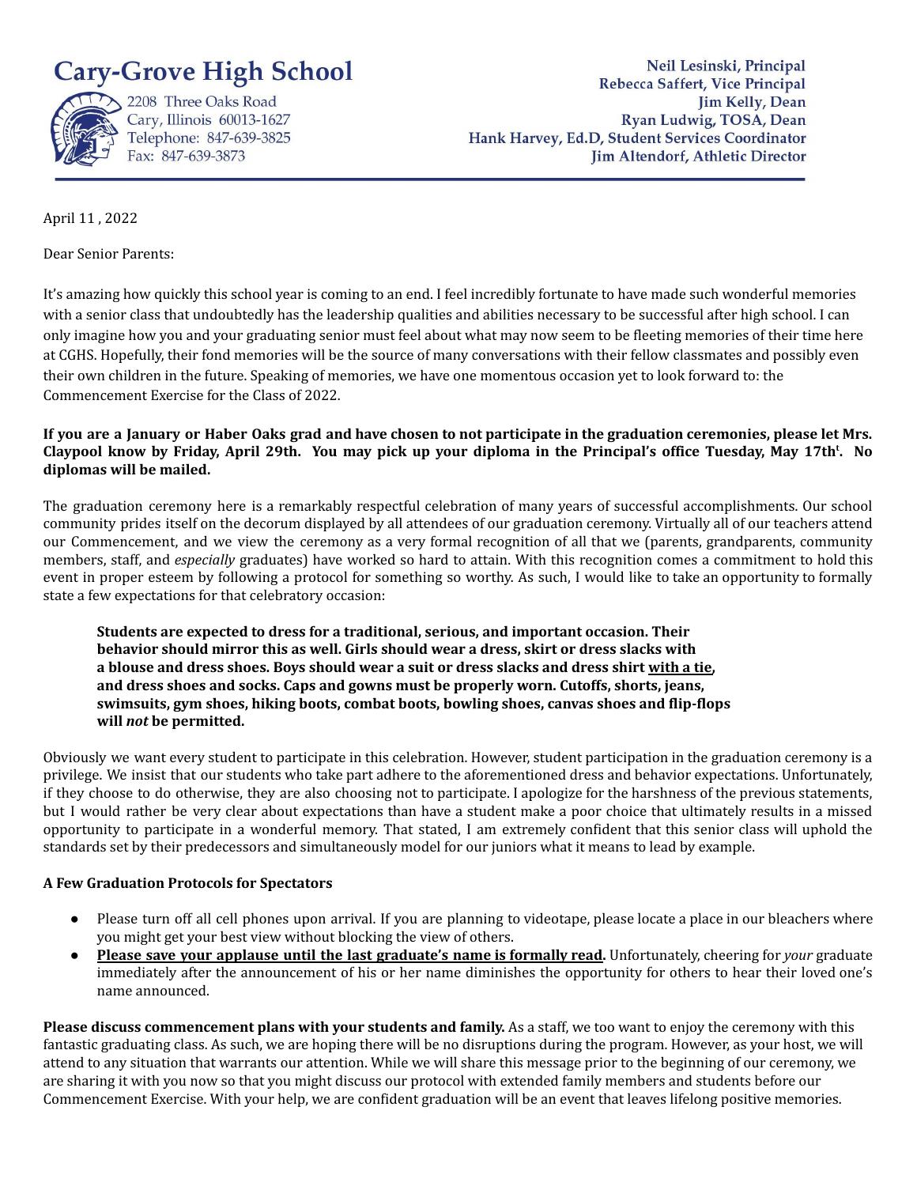# Cary-Grove High School

2208 Three Oaks Road
Cary, Illinois 60013-1627
Telephone: 847-639-3825
Fax: 847-639-3873

Neil Lesinski, Principal
Rebecca Saffert, Vice Principal
Jim Kelly, Dean
Ryan Ludwig, TOSA, Dean
Hank Harvey, Ed.D, Student Services Coordinator
Jim Altendorf, Athletic Director

---

April 11 , 2022

Dear Senior Parents:

It's amazing how quickly this school year is coming to an end. I feel incredibly fortunate to have made such wonderful memories with a senior class that undoubtedly has the leadership qualities and abilities necessary to be successful after high school. I can only imagine how you and your graduating senior must feel about what may now seem to be fleeting memories of their time here at CGHS. Hopefully, their fond memories will be the source of many conversations with their fellow classmates and possibly even their own children in the future. Speaking of memories, we have one momentous occasion yet to look forward to: the Commencement Exercise for the Class of 2022.

**If you are a January or Haber Oaks grad and have chosen to not participate in the graduation ceremonies, please let Mrs. Claypool know by Friday, April 29th. You may pick up your diploma in the Principal's office Tuesday, May 17th. No diplomas will be mailed.**

The graduation ceremony here is a remarkably respectful celebration of many years of successful accomplishments. Our school community prides itself on the decorum displayed by all attendees of our graduation ceremony. Virtually all of our teachers attend our Commencement, and we view the ceremony as a very formal recognition of all that we (parents, grandparents, community members, staff, and *especially* graduates) have worked so hard to attain. With this recognition comes a commitment to hold this event in proper esteem by following a protocol for something so worthy. As such, I would like to take an opportunity to formally state a few expectations for that celebratory occasion:

> **Students are expected to dress for a traditional, serious, and important occasion. Their behavior should mirror this as well. Girls should wear a dress, skirt or dress slacks with a blouse and dress shoes. Boys should wear a suit or dress slacks and dress shirt <u>with a tie</u>, and dress shoes and socks. Caps and gowns must be properly worn. Cutoffs, shorts, jeans, swimsuits, gym shoes, hiking boots, combat boots, bowling shoes, canvas shoes and flip-flops will *not* be permitted.**

Obviously we want every student to participate in this celebration. However, student participation in the graduation ceremony is a privilege. We insist that our students who take part adhere to the aforementioned dress and behavior expectations. Unfortunately, if they choose to do otherwise, they are also choosing not to participate. I apologize for the harshness of the previous statements, but I would rather be very clear about expectations than have a student make a poor choice that ultimately results in a missed opportunity to participate in a wonderful memory. That stated, I am extremely confident that this senior class will uphold the standards set by their predecessors and simultaneously model for our juniors what it means to lead by example.

**A Few Graduation Protocols for Spectators**

- Please turn off all cell phones upon arrival. If you are planning to videotape, please locate a place in our bleachers where you might get your best view without blocking the view of others.
- **<u>Please save your applause until the last graduate's name is formally read</u>.** Unfortunately, cheering for *your* graduate immediately after the announcement of his or her name diminishes the opportunity for others to hear their loved one's name announced.

**Please discuss commencement plans with your students and family.** As a staff, we too want to enjoy the ceremony with this fantastic graduating class. As such, we are hoping there will be no disruptions during the program. However, as your host, we will attend to any situation that warrants our attention. While we will share this message prior to the beginning of our ceremony, we are sharing it with you now so that you might discuss our protocol with extended family members and students before our Commencement Exercise. With your help, we are confident graduation will be an event that leaves lifelong positive memories.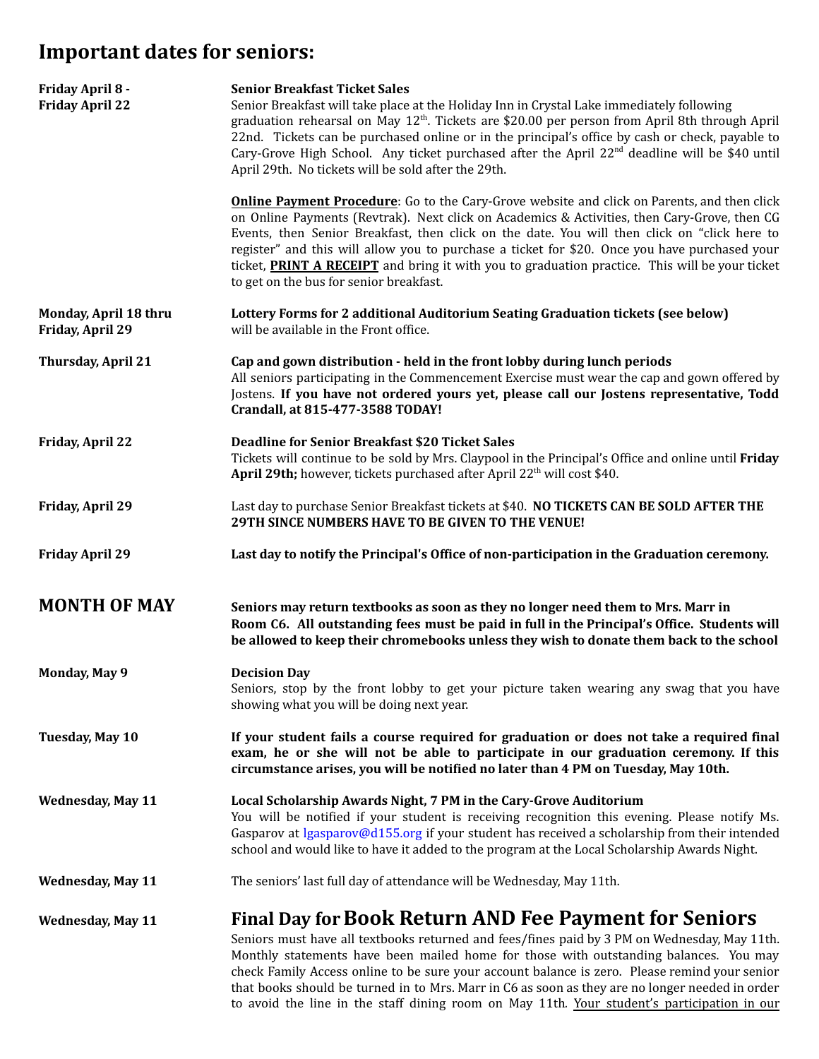# Important dates for seniors:

**Friday April 8 - Friday April 22**

**Senior Breakfast Ticket Sales**
Senior Breakfast will take place at the Holiday Inn in Crystal Lake immediately following graduation rehearsal on May 12th. Tickets are $20.00 per person from April 8th through April 22nd. Tickets can be purchased online or in the principal's office by cash or check, payable to Cary-Grove High School. Any ticket purchased after the April 22nd deadline will be $40 until April 29th. No tickets will be sold after the 29th.

**<u>Online Payment Procedure</u>**: Go to the Cary-Grove website and click on Parents, and then click on Online Payments (Revtrak). Next click on Academics & Activities, then Cary-Grove, then CG Events, then Senior Breakfast, then click on the date. You will then click on "click here to register" and this will allow you to purchase a ticket for $20. Once you have purchased your ticket, **<u>PRINT A RECEIPT</u>** and bring it with you to graduation practice. This will be your ticket to get on the bus for senior breakfast.

**Monday, April 18 thru Friday, April 29**

**Lottery Forms for 2 additional Auditorium Seating Graduation tickets (see below)** will be available in the Front office.

**Thursday, April 21**

**Cap and gown distribution - held in the front lobby during lunch periods**
All seniors participating in the Commencement Exercise must wear the cap and gown offered by Jostens. **If you have not ordered yours yet, please call our Jostens representative, Todd Crandall, at 815-477-3588 TODAY!**

**Friday, April 22**

**Deadline for Senior Breakfast $20 Ticket Sales**
Tickets will continue to be sold by Mrs. Claypool in the Principal's Office and online until **Friday April 29th;** however, tickets purchased after April 22th will cost $40.

**Friday, April 29**

Last day to purchase Senior Breakfast tickets at $40. **NO TICKETS CAN BE SOLD AFTER THE 29TH SINCE NUMBERS HAVE TO BE GIVEN TO THE VENUE!**

**Friday April 29**

**Last day to notify the Principal's Office of non-participation in the Graduation ceremony.**

## MONTH OF MAY

**Seniors may return textbooks as soon as they no longer need them to Mrs. Marr in Room C6. All outstanding fees must be paid in full in the Principal's Office. Students will be allowed to keep their chromebooks unless they wish to donate them back to the school**

**Monday, May 9**

**Decision Day**
Seniors, stop by the front lobby to get your picture taken wearing any swag that you have showing what you will be doing next year.

**Tuesday, May 10**

**If your student fails a course required for graduation or does not take a required final exam, he or she will not be able to participate in our graduation ceremony. If this circumstance arises, you will be notified no later than 4 PM on Tuesday, May 10th.**

**Wednesday, May 11**

**Local Scholarship Awards Night, 7 PM in the Cary-Grove Auditorium**
You will be notified if your student is receiving recognition this evening. Please notify Ms. Gasparov at lgasparov@d155.org if your student has received a scholarship from their intended school and would like to have it added to the program at the Local Scholarship Awards Night.

**Wednesday, May 11**

The seniors' last full day of attendance will be Wednesday, May 11th.

**Wednesday, May 11**

## Final Day for Book Return AND Fee Payment for Seniors

Seniors must have all textbooks returned and fees/fines paid by 3 PM on Wednesday, May 11th. Monthly statements have been mailed home for those with outstanding balances. You may check Family Access online to be sure your account balance is zero. Please remind your senior that books should be turned in to Mrs. Marr in C6 as soon as they are no longer needed in order to avoid the line in the staff dining room on May 11th. <u>Your student's participation in our</u>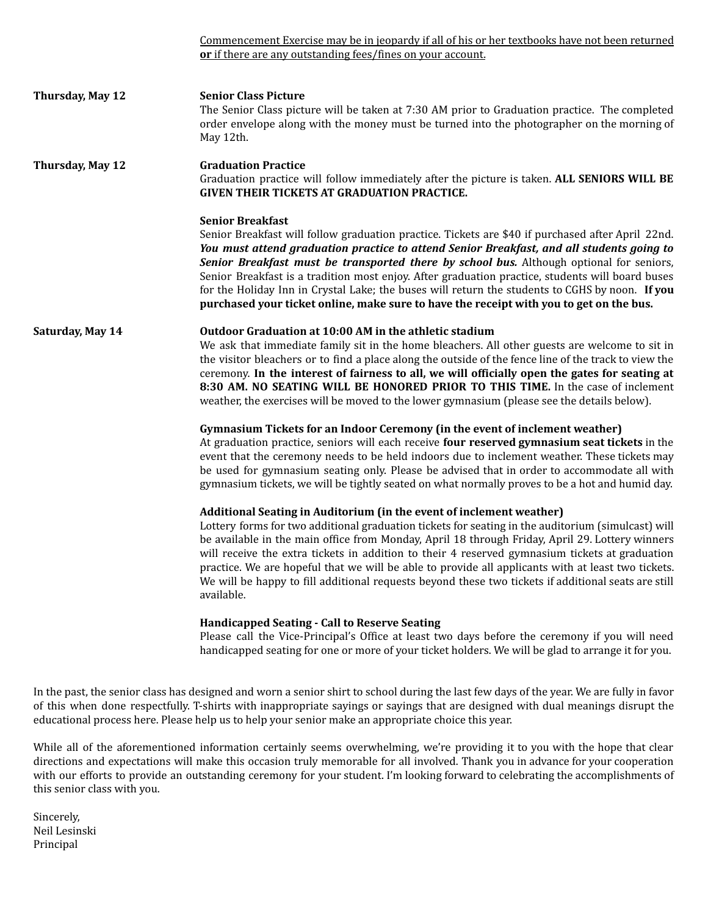Commencement Exercise may be in jeopardy if all of his or her textbooks have not been returned **or** if there are any outstanding fees/fines on your account.

**Thursday, May 12** — **Senior Class Picture**

The Senior Class picture will be taken at 7:30 AM prior to Graduation practice. The completed order envelope along with the money must be turned into the photographer on the morning of May 12th.

**Thursday, May 12** — **Graduation Practice**

Graduation practice will follow immediately after the picture is taken. **ALL SENIORS WILL BE GIVEN THEIR TICKETS AT GRADUATION PRACTICE.**

**Senior Breakfast**

Senior Breakfast will follow graduation practice. Tickets are $40 if purchased after April 22nd. ***You must attend graduation practice to attend Senior Breakfast, and all students going to Senior Breakfast must be transported there by school bus.*** Although optional for seniors, Senior Breakfast is a tradition most enjoy. After graduation practice, students will board buses for the Holiday Inn in Crystal Lake; the buses will return the students to CGHS by noon. **If you purchased your ticket online, make sure to have the receipt with you to get on the bus.**

**Saturday, May 14** — **Outdoor Graduation at 10:00 AM in the athletic stadium**

We ask that immediate family sit in the home bleachers. All other guests are welcome to sit in the visitor bleachers or to find a place along the outside of the fence line of the track to view the ceremony. **In the interest of fairness to all, we will officially open the gates for seating at 8:30 AM. NO SEATING WILL BE HONORED PRIOR TO THIS TIME.** In the case of inclement weather, the exercises will be moved to the lower gymnasium (please see the details below).

**Gymnasium Tickets for an Indoor Ceremony (in the event of inclement weather)**

At graduation practice, seniors will each receive **four reserved gymnasium seat tickets** in the event that the ceremony needs to be held indoors due to inclement weather. These tickets may be used for gymnasium seating only. Please be advised that in order to accommodate all with gymnasium tickets, we will be tightly seated on what normally proves to be a hot and humid day.

**Additional Seating in Auditorium (in the event of inclement weather)**

Lottery forms for two additional graduation tickets for seating in the auditorium (simulcast) will be available in the main office from Monday, April 18 through Friday, April 29. Lottery winners will receive the extra tickets in addition to their 4 reserved gymnasium tickets at graduation practice. We are hopeful that we will be able to provide all applicants with at least two tickets. We will be happy to fill additional requests beyond these two tickets if additional seats are still available.

**Handicapped Seating - Call to Reserve Seating**

Please call the Vice-Principal's Office at least two days before the ceremony if you will need handicapped seating for one or more of your ticket holders. We will be glad to arrange it for you.

In the past, the senior class has designed and worn a senior shirt to school during the last few days of the year. We are fully in favor of this when done respectfully. T-shirts with inappropriate sayings or sayings that are designed with dual meanings disrupt the educational process here. Please help us to help your senior make an appropriate choice this year.

While all of the aforementioned information certainly seems overwhelming, we're providing it to you with the hope that clear directions and expectations will make this occasion truly memorable for all involved. Thank you in advance for your cooperation with our efforts to provide an outstanding ceremony for your student. I'm looking forward to celebrating the accomplishments of this senior class with you.

Sincerely,
Neil Lesinski
Principal